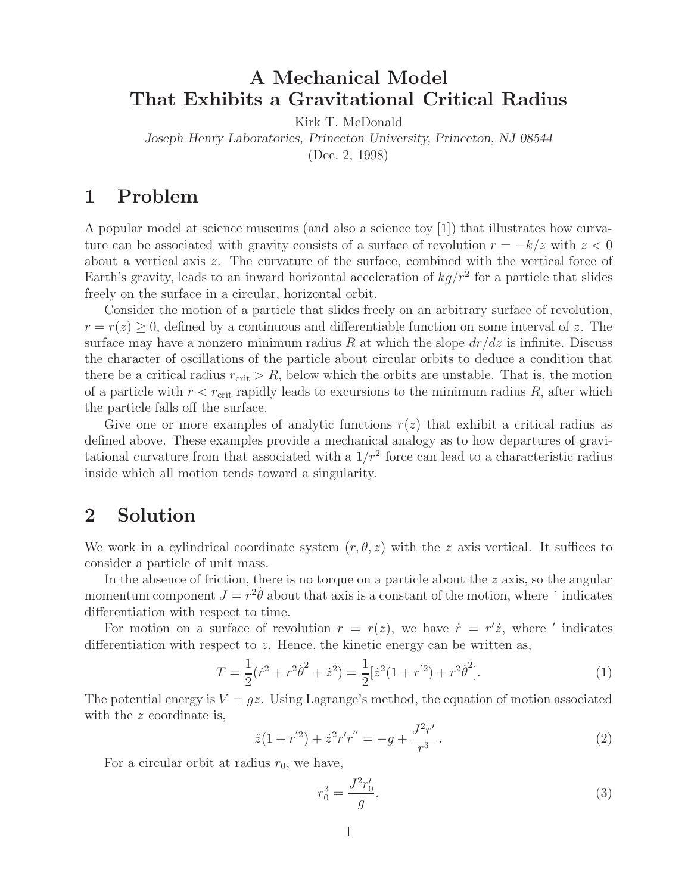# A Mechanical Model That Exhibits a Gravitational Critical Radius

Kirk T. McDonald

*Joseph Henry Laboratories, Princeton University, Princeton, NJ 08544*

(Dec. 2, 1998)

## 1 Problem

A popular model at science museums (and also a science toy [1]) that illustrates how curvature can be associated with gravity consists of a surface of revolution $r = -k/z$ with $z < 0$ about a vertical axis $z$. The curvature of the surface, combined with the vertical force of Earth's gravity, leads to an inward horizontal acceleration of $kg/r^2$ for a particle that slides freely on the surface in a circular, horizontal orbit.

Consider the motion of a particle that slides freely on an arbitrary surface of revolution, $r = r(z) \geq 0$, defined by a continuous and differentiable function on some interval of $z$. The surface may have a nonzero minimum radius $R$ at which the slope $dr/dz$ is infinite. Discuss the character of oscillations of the particle about circular orbits to deduce a condition that there be a critical radius $r_{\rm crit} > R$, below which the orbits are unstable. That is, the motion of a particle with $r < r_{\rm crit}$ rapidly leads to excursions to the minimum radius $R$, after which the particle falls off the surface.

Give one or more examples of analytic functions $r(z)$ that exhibit a critical radius as defined above. These examples provide a mechanical analogy as to how departures of gravitational curvature from that associated with a $1/r^2$ force can lead to a characteristic radius inside which all motion tends toward a singularity.

## 2 Solution

We work in a cylindrical coordinate system $(r, \theta, z)$ with the $z$ axis vertical. It suffices to consider a particle of unit mass.

In the absence of friction, there is no torque on a particle about the $z$ axis, so the angular momentum component $J = r^2\dot{\theta}$ about that axis is a constant of the motion, where $\dot{}$ indicates differentiation with respect to time.

For motion on a surface of revolution $r = r(z)$, we have $\dot{r} = r'\dot{z}$, where $'$ indicates differentiation with respect to $z$. Hence, the kinetic energy can be written as,

$$T = \frac{1}{2}(\dot{r}^2 + r^2\dot{\theta}^2 + \dot{z}^2) = \frac{1}{2}[\dot{z}^2(1 + r'^2) + r^2\dot{\theta}^2]. \tag{1}$$

The potential energy is $V = gz$. Using Lagrange's method, the equation of motion associated with the $z$ coordinate is,

$$\ddot{z}(1 + r'^2) + \dot{z}^2 r' r'' = -g + \frac{J^2 r'}{r^3}. \tag{2}$$

For a circular orbit at radius $r_0$, we have,

$$r_0^3 = \frac{J^2 r_0'}{g}. \tag{3}$$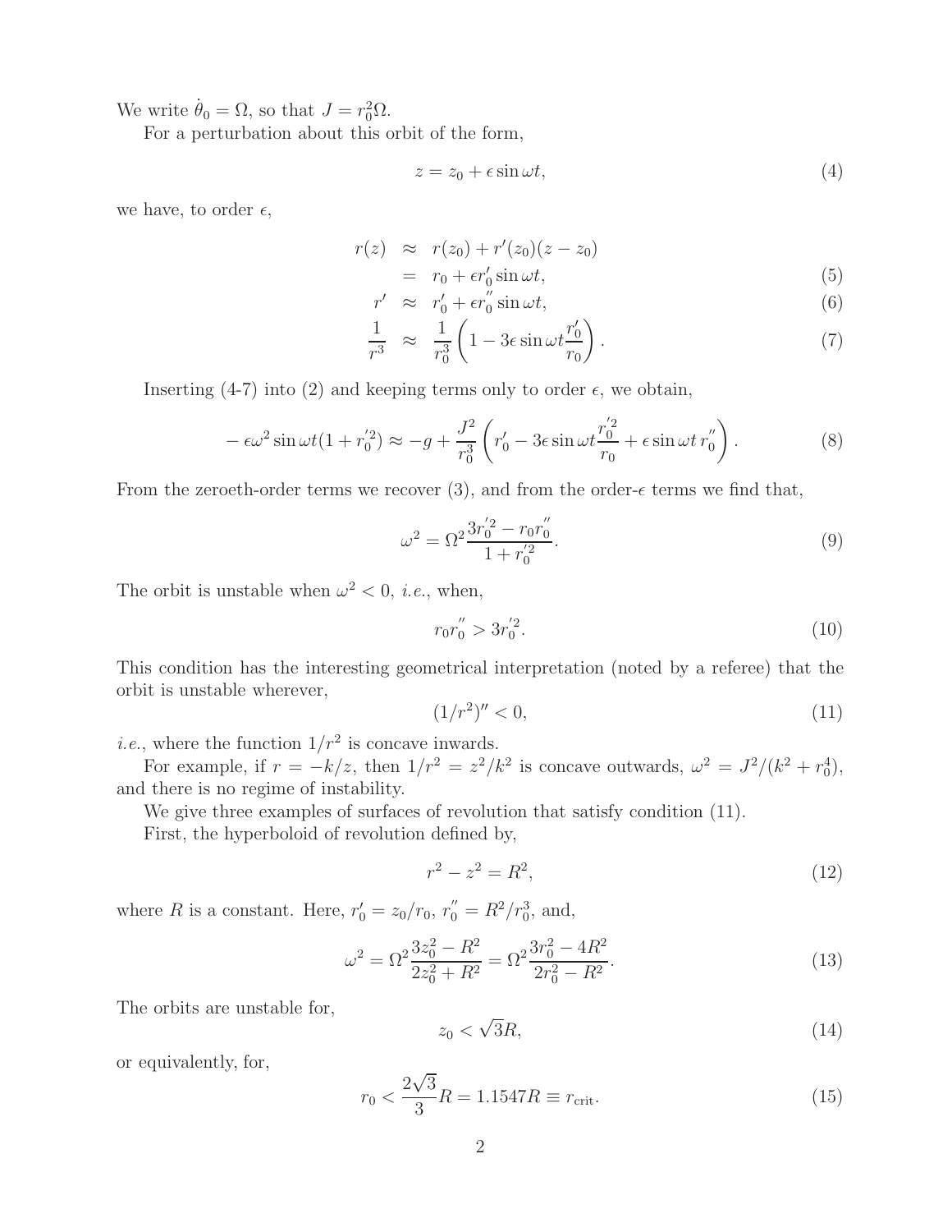We write $\dot{\theta}_0 = \Omega$, so that $J = r_0^2 \Omega$.

For a perturbation about this orbit of the form,

$$z = z_0 + \epsilon \sin \omega t, \tag{4}$$

we have, to order $\epsilon$,

$$\begin{aligned} r(z) &\approx r(z_0) + r'(z_0)(z - z_0) \\ &= r_0 + \epsilon r_0' \sin \omega t, \end{aligned} \tag{5}$$

$$r' \approx r_0' + \epsilon r_0'' \sin \omega t, \tag{6}$$

$$\frac{1}{r^3} \approx \frac{1}{r_0^3}\left(1 - 3\epsilon \sin \omega t \frac{r_0'}{r_0}\right). \tag{7}$$

Inserting (4-7) into (2) and keeping terms only to order $\epsilon$, we obtain,

$$-\epsilon \omega^2 \sin \omega t (1 + r_0'^2) \approx -g + \frac{J^2}{r_0^3}\left(r_0' - 3\epsilon \sin \omega t \frac{r_0'^2}{r_0} + \epsilon \sin \omega t \, r_0''\right). \tag{8}$$

From the zeroeth-order terms we recover (3), and from the order-$\epsilon$ terms we find that,

$$\omega^2 = \Omega^2 \frac{3r_0'^2 - r_0 r_0''}{1 + r_0'^2}. \tag{9}$$

The orbit is unstable when $\omega^2 < 0$, *i.e.*, when,

$$r_0 r_0'' > 3r_0'^2. \tag{10}$$

This condition has the interesting geometrical interpretation (noted by a referee) that the orbit is unstable wherever,

$$(1/r^2)'' < 0, \tag{11}$$

*i.e.*, where the function $1/r^2$ is concave inwards.

For example, if $r = -k/z$, then $1/r^2 = z^2/k^2$ is concave outwards, $\omega^2 = J^2/(k^2 + r_0^4)$, and there is no regime of instability.

We give three examples of surfaces of revolution that satisfy condition (11).

First, the hyperboloid of revolution defined by,

$$r^2 - z^2 = R^2, \tag{12}$$

where $R$ is a constant. Here, $r_0' = z_0/r_0$, $r_0'' = R^2/r_0^3$, and,

$$\omega^2 = \Omega^2 \frac{3z_0^2 - R^2}{2z_0^2 + R^2} = \Omega^2 \frac{3r_0^2 - 4R^2}{2r_0^2 - R^2}. \tag{13}$$

The orbits are unstable for,

$$z_0 < \sqrt{3}R, \tag{14}$$

or equivalently, for,

$$r_0 < \frac{2\sqrt{3}}{3}R = 1.1547R \equiv r_{\text{crit}}. \tag{15}$$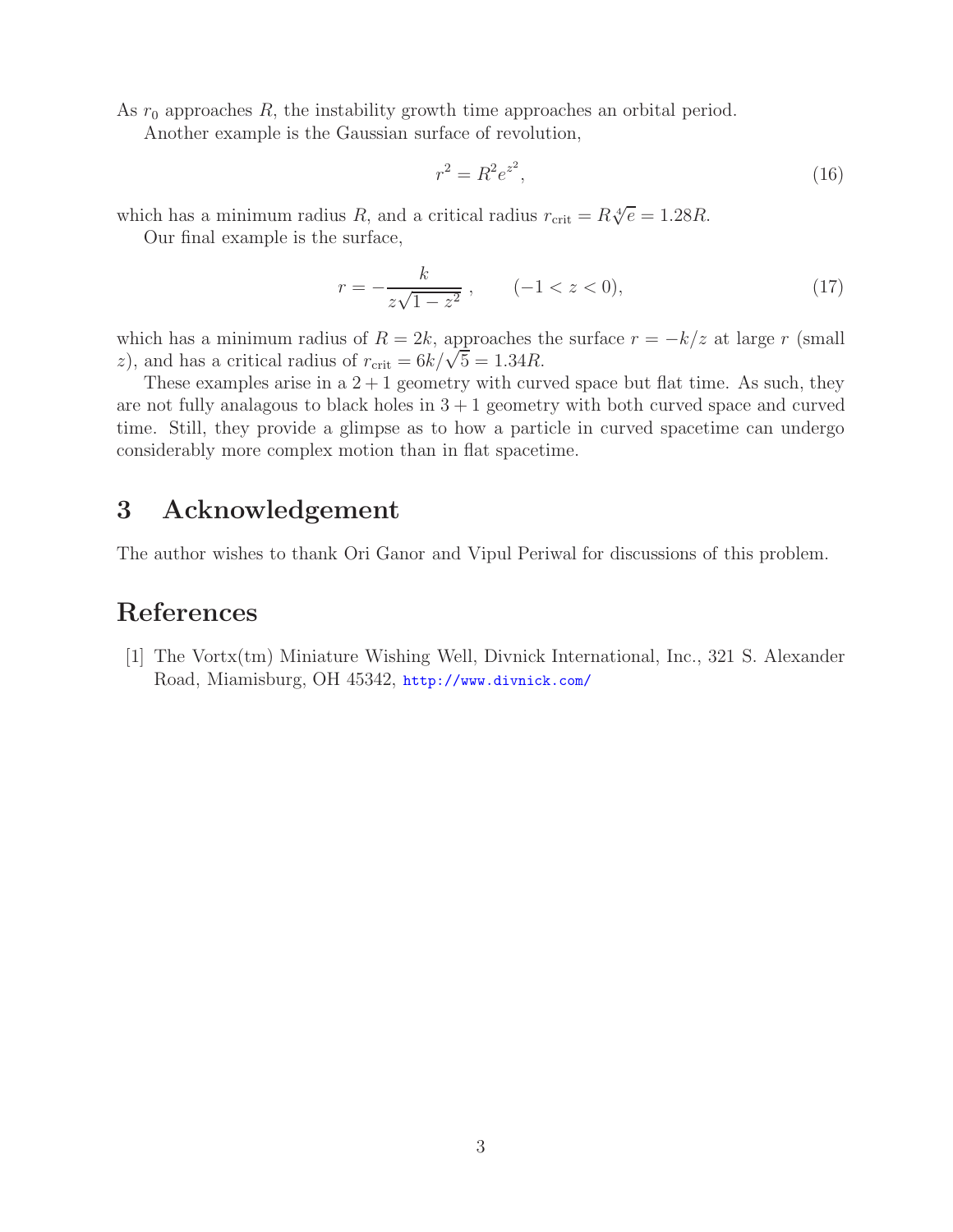As $r_0$ approaches $R$, the instability growth time approaches an orbital period.

Another example is the Gaussian surface of revolution,

$$r^2 = R^2 e^{z^2}, \tag{16}$$

which has a minimum radius $R$, and a critical radius $r_{\rm crit} = R\sqrt[4]{e} = 1.28R$.

Our final example is the surface,

$$r = -\frac{k}{z\sqrt{1-z^2}}\ , \qquad (-1 < z < 0), \tag{17}$$

which has a minimum radius of $R = 2k$, approaches the surface $r = -k/z$ at large $r$ (small $z$), and has a critical radius of $r_{\rm crit} = 6k/\sqrt{5} = 1.34R$.

These examples arise in a $2+1$ geometry with curved space but flat time. As such, they are not fully analagous to black holes in $3+1$ geometry with both curved space and curved time. Still, they provide a glimpse as to how a particle in curved spacetime can undergo considerably more complex motion than in flat spacetime.

# 3 Acknowledgement

The author wishes to thank Ori Ganor and Vipul Periwal for discussions of this problem.

# References

[1] The Vortx(tm) Miniature Wishing Well, Divnick International, Inc., 321 S. Alexander Road, Miamisburg, OH 45342, http://www.divnick.com/